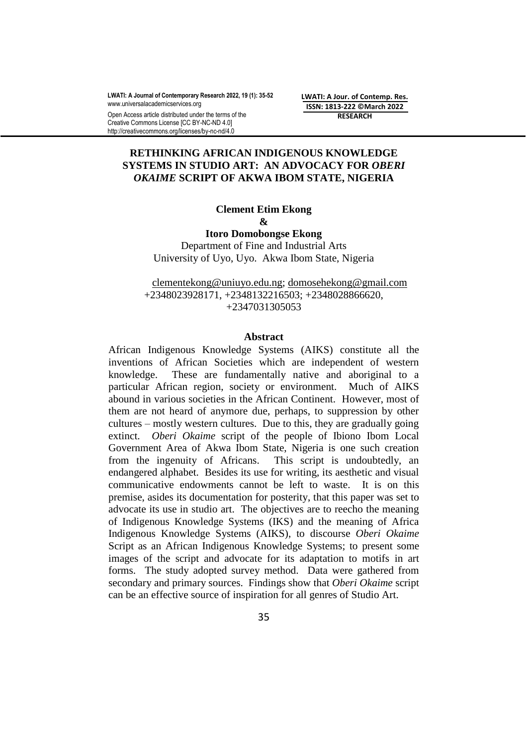# RETHINKING AFRICAN INDIGENOUS KNOWLEDGE SYSTEMS IN STUDIO ART: AN ADVOCACY FOR *OBERI OKAIME* SCRIPT OF AKWA IBOM STATE, NIGERIA

**Clement Etim Ekong**
**&**
**Itoro Domobongse Ekong**

Department of Fine and Industrial Arts
University of Uyo, Uyo. Akwa Ibom State, Nigeria

clementekong@uniuyo.edu.ng; domosehekong@gmail.com
+2348023928171, +2348132216503; +2348028866620, +2347031305053

## Abstract

African Indigenous Knowledge Systems (AIKS) constitute all the inventions of African Societies which are independent of western knowledge. These are fundamentally native and aboriginal to a particular African region, society or environment. Much of AIKS abound in various societies in the African Continent. However, most of them are not heard of anymore due, perhaps, to suppression by other cultures – mostly western cultures. Due to this, they are gradually going extinct. *Oberi Okaime* script of the people of Ibiono Ibom Local Government Area of Akwa Ibom State, Nigeria is one such creation from the ingenuity of Africans. This script is undoubtedly, an endangered alphabet. Besides its use for writing, its aesthetic and visual communicative endowments cannot be left to waste. It is on this premise, asides its documentation for posterity, that this paper was set to advocate its use in studio art. The objectives are to reecho the meaning of Indigenous Knowledge Systems (IKS) and the meaning of Africa Indigenous Knowledge Systems (AIKS), to discourse *Oberi Okaime* Script as an African Indigenous Knowledge Systems; to present some images of the script and advocate for its adaptation to motifs in art forms. The study adopted survey method. Data were gathered from secondary and primary sources. Findings show that *Oberi Okaime* script can be an effective source of inspiration for all genres of Studio Art.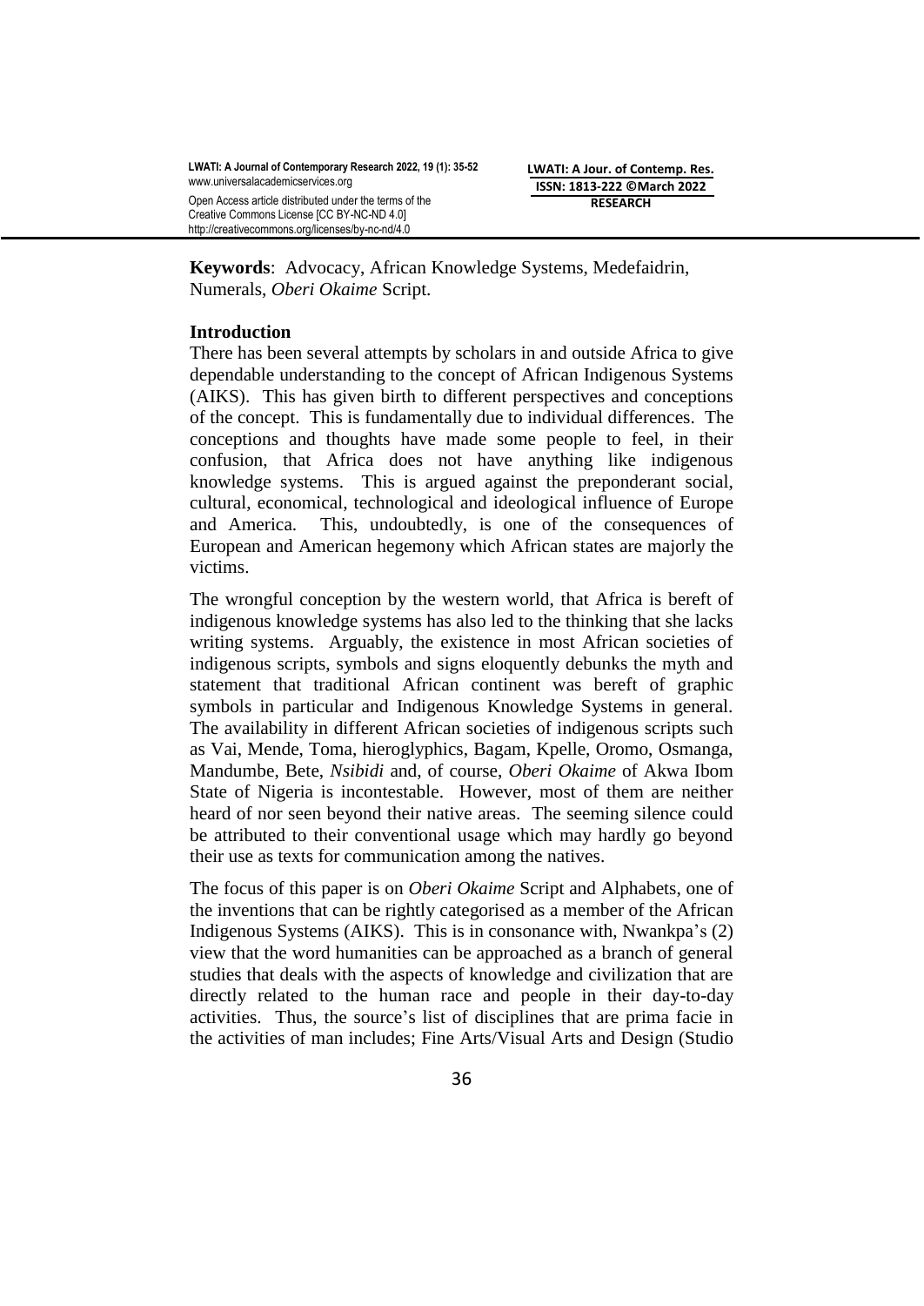**Keywords**: Advocacy, African Knowledge Systems, Medefaidrin, Numerals, *Oberi Okaime* Script.

## Introduction

There has been several attempts by scholars in and outside Africa to give dependable understanding to the concept of African Indigenous Systems (AIKS). This has given birth to different perspectives and conceptions of the concept. This is fundamentally due to individual differences. The conceptions and thoughts have made some people to feel, in their confusion, that Africa does not have anything like indigenous knowledge systems. This is argued against the preponderant social, cultural, economical, technological and ideological influence of Europe and America. This, undoubtedly, is one of the consequences of European and American hegemony which African states are majorly the victims.

The wrongful conception by the western world, that Africa is bereft of indigenous knowledge systems has also led to the thinking that she lacks writing systems. Arguably, the existence in most African societies of indigenous scripts, symbols and signs eloquently debunks the myth and statement that traditional African continent was bereft of graphic symbols in particular and Indigenous Knowledge Systems in general. The availability in different African societies of indigenous scripts such as Vai, Mende, Toma, hieroglyphics, Bagam, Kpelle, Oromo, Osmanga, Mandumbe, Bete, *Nsibidi* and, of course, *Oberi Okaime* of Akwa Ibom State of Nigeria is incontestable. However, most of them are neither heard of nor seen beyond their native areas. The seeming silence could be attributed to their conventional usage which may hardly go beyond their use as texts for communication among the natives.

The focus of this paper is on *Oberi Okaime* Script and Alphabets, one of the inventions that can be rightly categorised as a member of the African Indigenous Systems (AIKS). This is in consonance with, Nwankpa's (2) view that the word humanities can be approached as a branch of general studies that deals with the aspects of knowledge and civilization that are directly related to the human race and people in their day-to-day activities. Thus, the source's list of disciplines that are prima facie in the activities of man includes; Fine Arts/Visual Arts and Design (Studio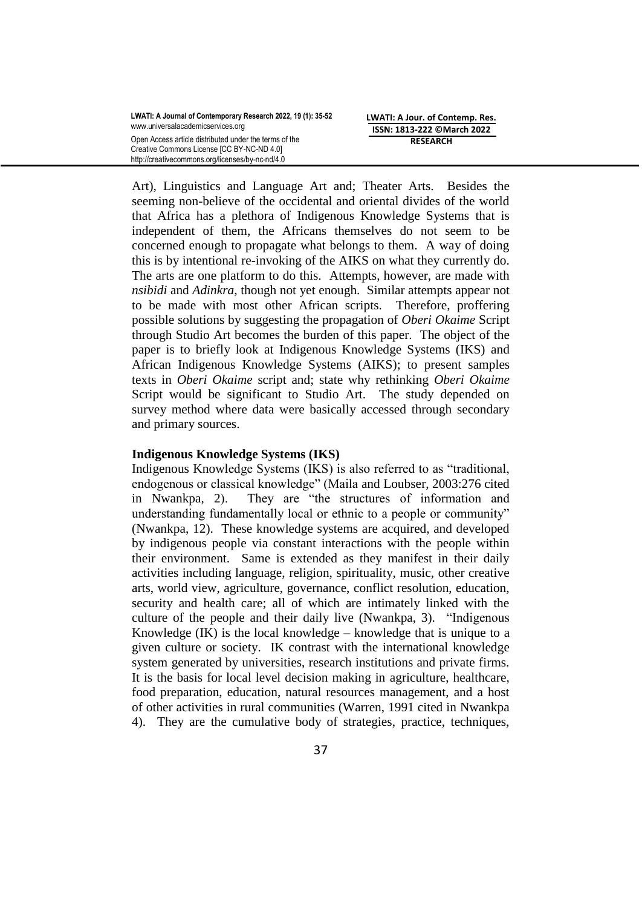Art), Linguistics and Language Art and; Theater Arts. Besides the seeming non-believe of the occidental and oriental divides of the world that Africa has a plethora of Indigenous Knowledge Systems that is independent of them, the Africans themselves do not seem to be concerned enough to propagate what belongs to them. A way of doing this is by intentional re-invoking of the AIKS on what they currently do. The arts are one platform to do this. Attempts, however, are made with *nsibidi* and *Adinkra*, though not yet enough. Similar attempts appear not to be made with most other African scripts. Therefore, proffering possible solutions by suggesting the propagation of *Oberi Okaime* Script through Studio Art becomes the burden of this paper. The object of the paper is to briefly look at Indigenous Knowledge Systems (IKS) and African Indigenous Knowledge Systems (AIKS); to present samples texts in *Oberi Okaime* script and; state why rethinking *Oberi Okaime* Script would be significant to Studio Art. The study depended on survey method where data were basically accessed through secondary and primary sources.

**Indigenous Knowledge Systems (IKS)**

Indigenous Knowledge Systems (IKS) is also referred to as "traditional, endogenous or classical knowledge" (Maila and Loubser, 2003:276 cited in Nwankpa, 2). They are "the structures of information and understanding fundamentally local or ethnic to a people or community" (Nwankpa, 12). These knowledge systems are acquired, and developed by indigenous people via constant interactions with the people within their environment. Same is extended as they manifest in their daily activities including language, religion, spirituality, music, other creative arts, world view, agriculture, governance, conflict resolution, education, security and health care; all of which are intimately linked with the culture of the people and their daily live (Nwankpa, 3). "Indigenous Knowledge (IK) is the local knowledge – knowledge that is unique to a given culture or society. IK contrast with the international knowledge system generated by universities, research institutions and private firms. It is the basis for local level decision making in agriculture, healthcare, food preparation, education, natural resources management, and a host of other activities in rural communities (Warren, 1991 cited in Nwankpa 4). They are the cumulative body of strategies, practice, techniques,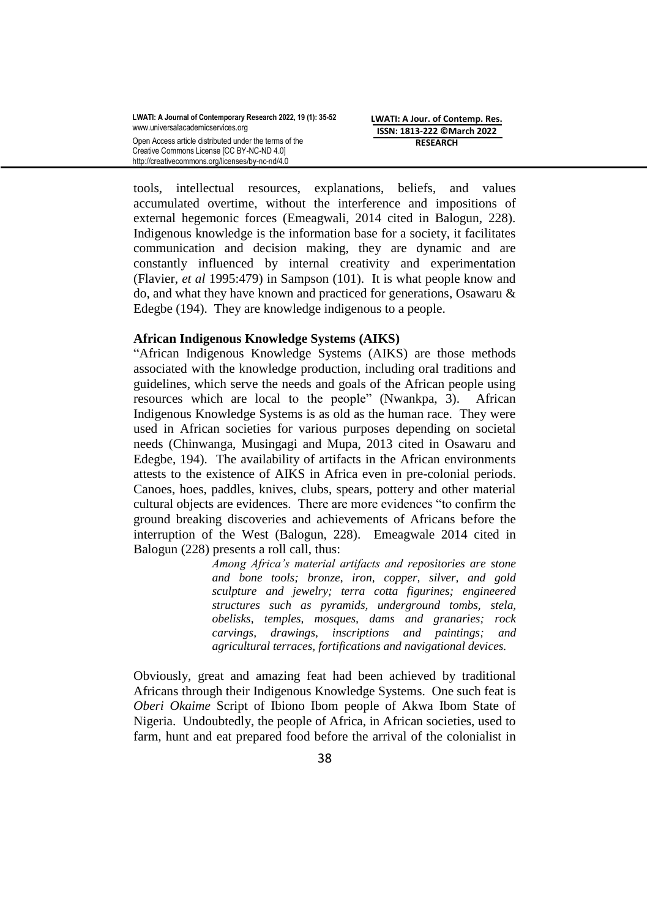tools, intellectual resources, explanations, beliefs, and values accumulated overtime, without the interference and impositions of external hegemonic forces (Emeagwali, 2014 cited in Balogun, 228). Indigenous knowledge is the information base for a society, it facilitates communication and decision making, they are dynamic and are constantly influenced by internal creativity and experimentation (Flavier, *et al* 1995:479) in Sampson (101). It is what people know and do, and what they have known and practiced for generations, Osawaru & Edegbe (194). They are knowledge indigenous to a people.

**African Indigenous Knowledge Systems (AIKS)**

"African Indigenous Knowledge Systems (AIKS) are those methods associated with the knowledge production, including oral traditions and guidelines, which serve the needs and goals of the African people using resources which are local to the people" (Nwankpa, 3). African Indigenous Knowledge Systems is as old as the human race. They were used in African societies for various purposes depending on societal needs (Chinwanga, Musingagi and Mupa, 2013 cited in Osawaru and Edegbe, 194). The availability of artifacts in the African environments attests to the existence of AIKS in Africa even in pre-colonial periods. Canoes, hoes, paddles, knives, clubs, spears, pottery and other material cultural objects are evidences. There are more evidences "to confirm the ground breaking discoveries and achievements of Africans before the interruption of the West (Balogun, 228). Emeagwale 2014 cited in Balogun (228) presents a roll call, thus:

> *Among Africa's material artifacts and repositories are stone and bone tools; bronze, iron, copper, silver, and gold sculpture and jewelry; terra cotta figurines; engineered structures such as pyramids, underground tombs, stela, obelisks, temples, mosques, dams and granaries; rock carvings, drawings, inscriptions and paintings; and agricultural terraces, fortifications and navigational devices.*

Obviously, great and amazing feat had been achieved by traditional Africans through their Indigenous Knowledge Systems. One such feat is *Oberi Okaime* Script of Ibiono Ibom people of Akwa Ibom State of Nigeria. Undoubtedly, the people of Africa, in African societies, used to farm, hunt and eat prepared food before the arrival of the colonialist in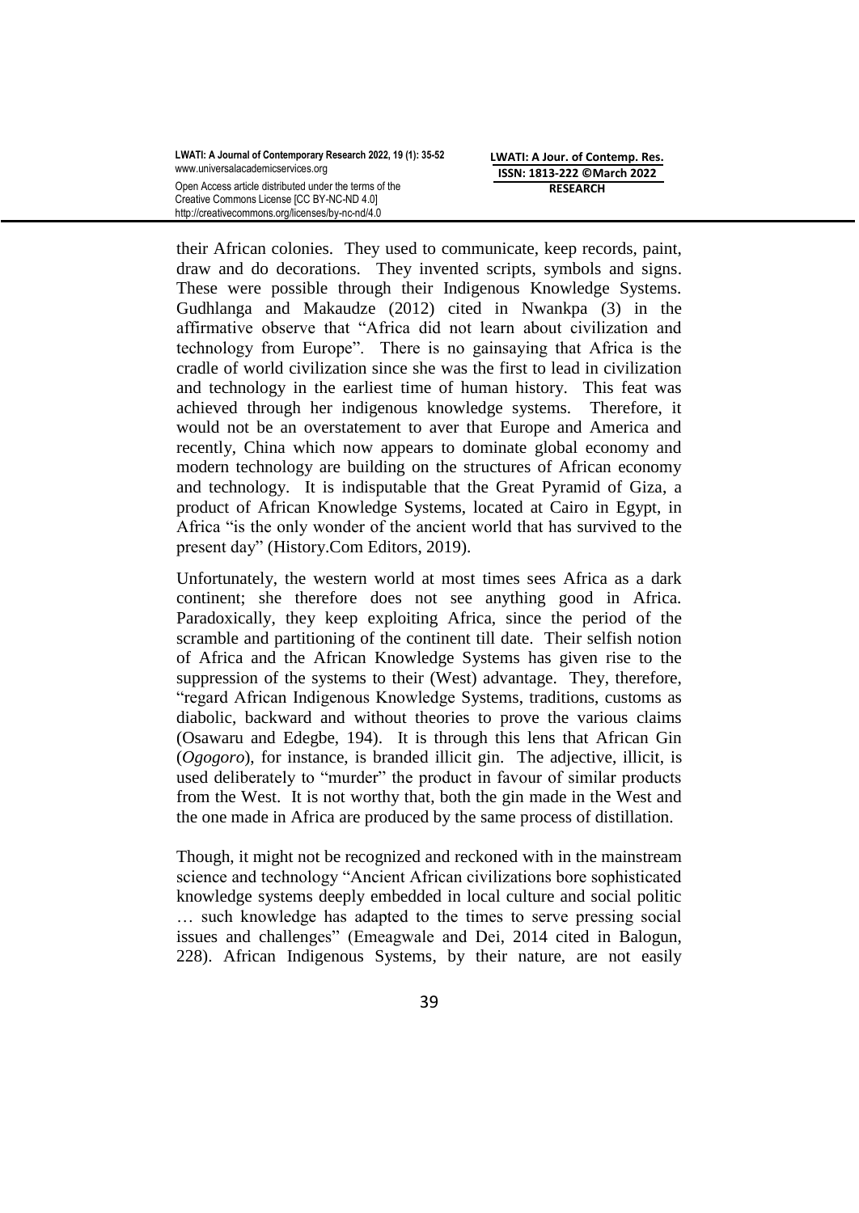their African colonies. They used to communicate, keep records, paint, draw and do decorations. They invented scripts, symbols and signs. These were possible through their Indigenous Knowledge Systems. Gudhlanga and Makaudze (2012) cited in Nwankpa (3) in the affirmative observe that "Africa did not learn about civilization and technology from Europe". There is no gainsaying that Africa is the cradle of world civilization since she was the first to lead in civilization and technology in the earliest time of human history. This feat was achieved through her indigenous knowledge systems. Therefore, it would not be an overstatement to aver that Europe and America and recently, China which now appears to dominate global economy and modern technology are building on the structures of African economy and technology. It is indisputable that the Great Pyramid of Giza, a product of African Knowledge Systems, located at Cairo in Egypt, in Africa "is the only wonder of the ancient world that has survived to the present day" (History.Com Editors, 2019).

Unfortunately, the western world at most times sees Africa as a dark continent; she therefore does not see anything good in Africa. Paradoxically, they keep exploiting Africa, since the period of the scramble and partitioning of the continent till date. Their selfish notion of Africa and the African Knowledge Systems has given rise to the suppression of the systems to their (West) advantage. They, therefore, "regard African Indigenous Knowledge Systems, traditions, customs as diabolic, backward and without theories to prove the various claims (Osawaru and Edegbe, 194). It is through this lens that African Gin (*Ogogoro*), for instance, is branded illicit gin. The adjective, illicit, is used deliberately to "murder" the product in favour of similar products from the West. It is not worthy that, both the gin made in the West and the one made in Africa are produced by the same process of distillation.

Though, it might not be recognized and reckoned with in the mainstream science and technology "Ancient African civilizations bore sophisticated knowledge systems deeply embedded in local culture and social politic … such knowledge has adapted to the times to serve pressing social issues and challenges" (Emeagwale and Dei, 2014 cited in Balogun, 228). African Indigenous Systems, by their nature, are not easily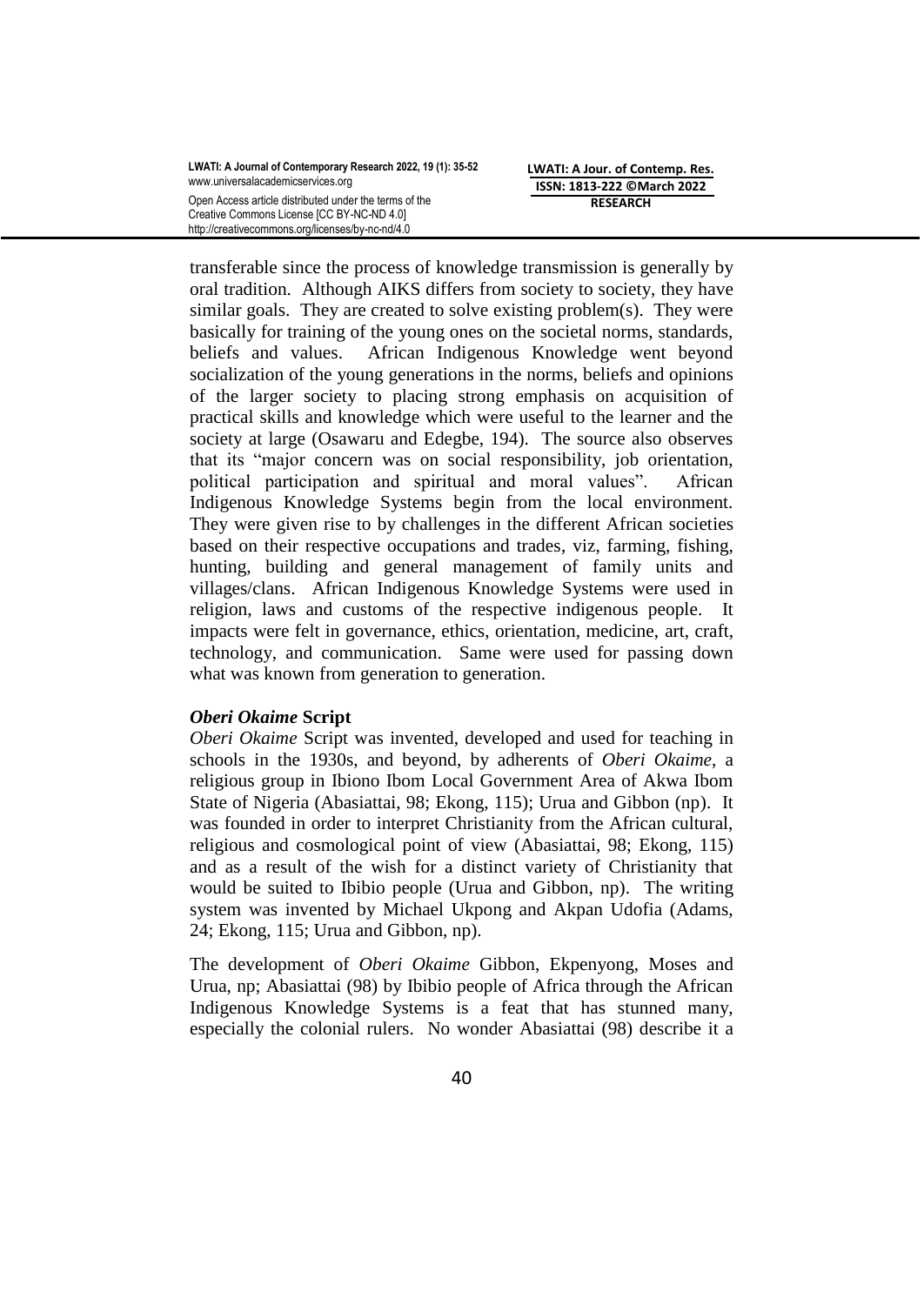transferable since the process of knowledge transmission is generally by oral tradition. Although AIKS differs from society to society, they have similar goals. They are created to solve existing problem(s). They were basically for training of the young ones on the societal norms, standards, beliefs and values. African Indigenous Knowledge went beyond socialization of the young generations in the norms, beliefs and opinions of the larger society to placing strong emphasis on acquisition of practical skills and knowledge which were useful to the learner and the society at large (Osawaru and Edegbe, 194). The source also observes that its "major concern was on social responsibility, job orientation, political participation and spiritual and moral values". African Indigenous Knowledge Systems begin from the local environment. They were given rise to by challenges in the different African societies based on their respective occupations and trades, viz, farming, fishing, hunting, building and general management of family units and villages/clans. African Indigenous Knowledge Systems were used in religion, laws and customs of the respective indigenous people. It impacts were felt in governance, ethics, orientation, medicine, art, craft, technology, and communication. Same were used for passing down what was known from generation to generation.

### ***Oberi Okaime* Script**

*Oberi Okaime* Script was invented, developed and used for teaching in schools in the 1930s, and beyond, by adherents of *Oberi Okaime*, a religious group in Ibiono Ibom Local Government Area of Akwa Ibom State of Nigeria (Abasiattai, 98; Ekong, 115); Urua and Gibbon (np). It was founded in order to interpret Christianity from the African cultural, religious and cosmological point of view (Abasiattai, 98; Ekong, 115) and as a result of the wish for a distinct variety of Christianity that would be suited to Ibibio people (Urua and Gibbon, np). The writing system was invented by Michael Ukpong and Akpan Udofia (Adams, 24; Ekong, 115; Urua and Gibbon, np).

The development of *Oberi Okaime* Gibbon, Ekpenyong, Moses and Urua, np; Abasiattai (98) by Ibibio people of Africa through the African Indigenous Knowledge Systems is a feat that has stunned many, especially the colonial rulers. No wonder Abasiattai (98) describe it a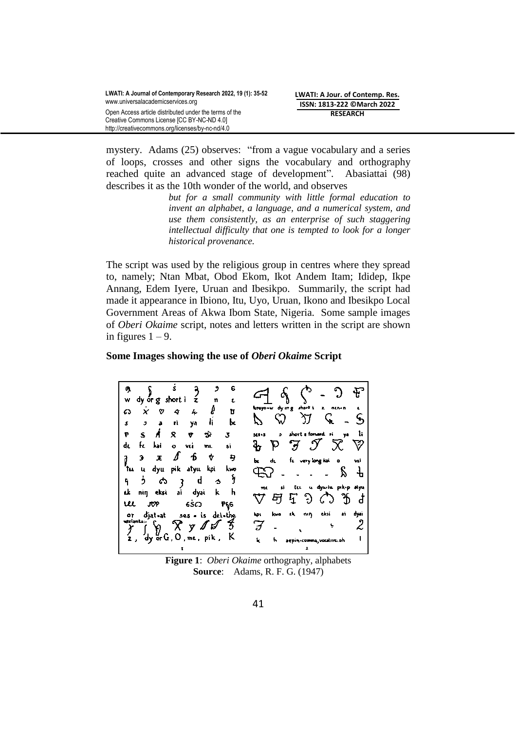mystery. Adams (25) observes: "from a vague vocabulary and a series of loops, crosses and other signs the vocabulary and orthography reached quite an advanced stage of development". Abasiattai (98) describes it as the 10th wonder of the world, and observes

> *but for a small community with little formal education to invent an alphabet, a language, and a numerical system, and use them consistently, as an enterprise of such staggering intellectual difficulty that one is tempted to look for a longer historical provenance.*

The script was used by the religious group in centres where they spread to, namely; Ntan Mbat, Obod Ekom, Ikot Andem Itam; Ididep, Ikpe Annang, Edem Iyere, Uruan and Ibesikpo. Summarily, the script had made it appearance in Ibiono, Itu, Uyo, Uruan, Ikono and Ibesikpo Local Government Areas of Akwa Ibom State, Nigeria. Some sample images of *Oberi Okaime* script, notes and letters written in the script are shown in figures 1 – 9.

**Some Images showing the use of *Oberi Okaime* Script**

**Figure 1**: *Oberi Okaime* orthography, alphabets
**Source**: Adams, R. F. G. (1947)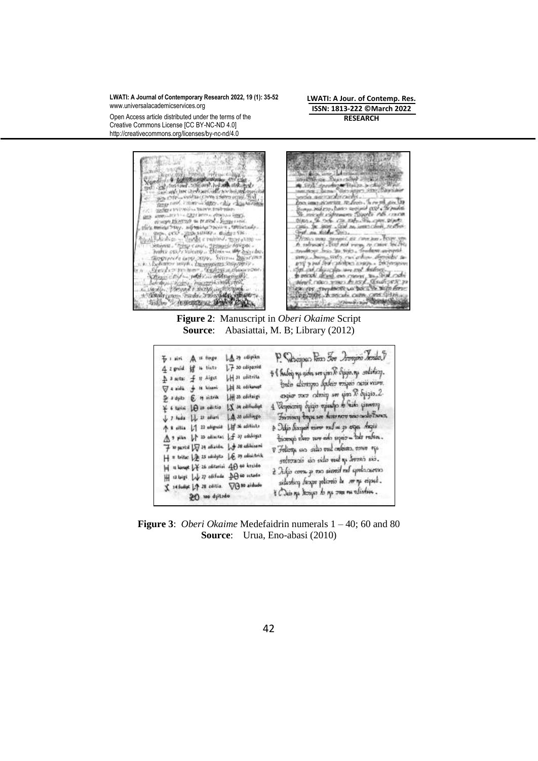**Figure 2**: Manuscript in *Oberi Okaime* Script
**Source**: Abasiattai, M. B; Library (2012)

**Figure 3**: *Oberi Okaime* Medefaidrin numerals 1 – 40; 60 and 80
**Source**: Urua, Eno-abasi (2010)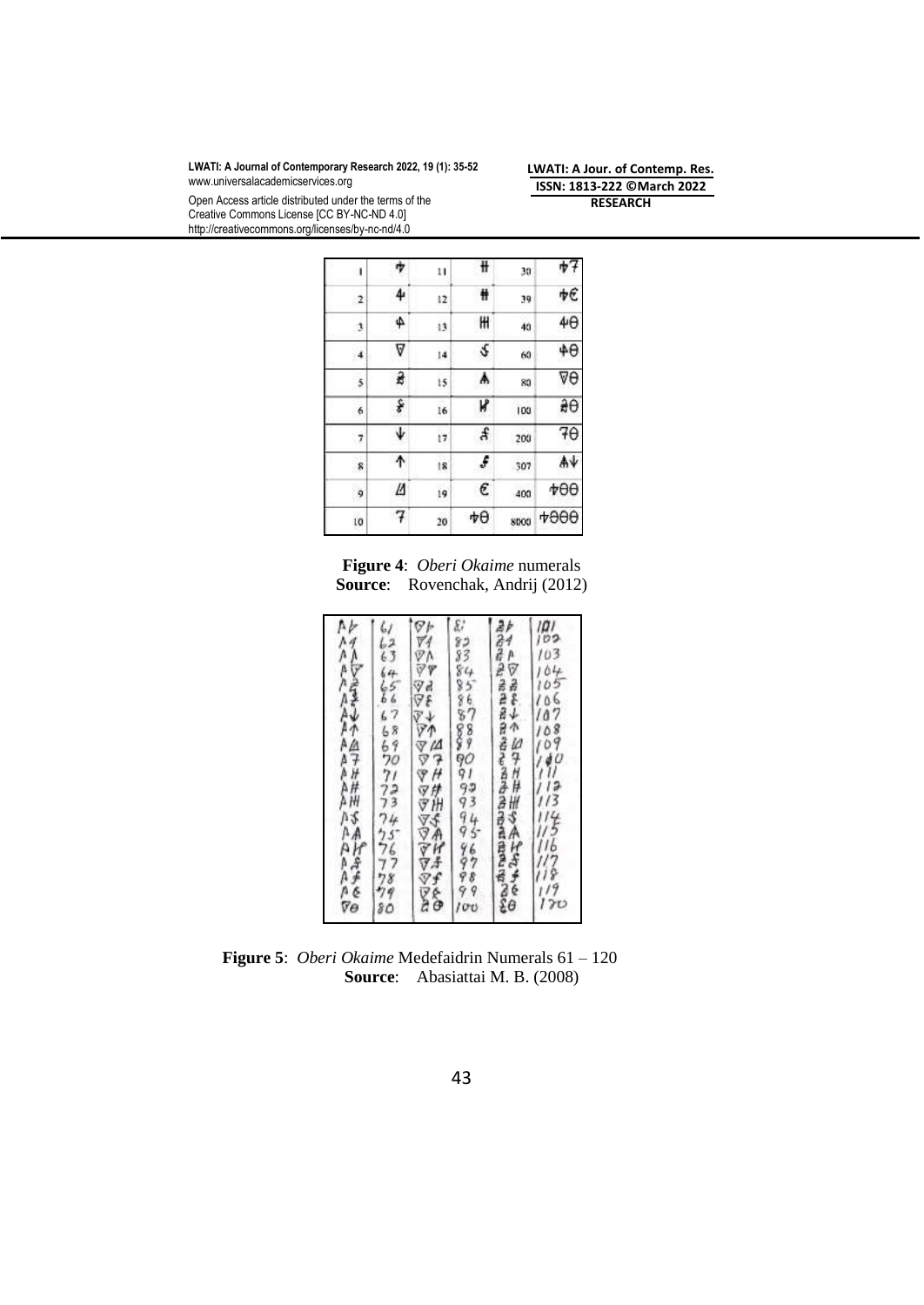| | | | | | |
|---|---|---|---|---|---|
| 1 | | 11 | | 30 | |
| 2 | | 12 | | 39 | |
| 3 | | 13 | | 40 | |
| 4 | | 14 | | 60 | |
| 5 | | 15 | | 80 | |
| 6 | | 16 | | 100 | |
| 7 | | 17 | | 200 | |
| 8 | | 18 | | 307 | |
| 9 | | 19 | | 400 | |
| 10 | | 20 | | 8000 | |

**Figure 4**: *Oberi Okaime* numerals
**Source**: Rovenchak, Andrij (2012)

**Figure 5**: *Oberi Okaime* Medefaidrin Numerals 61 – 120
**Source**: Abasiattai M. B. (2008)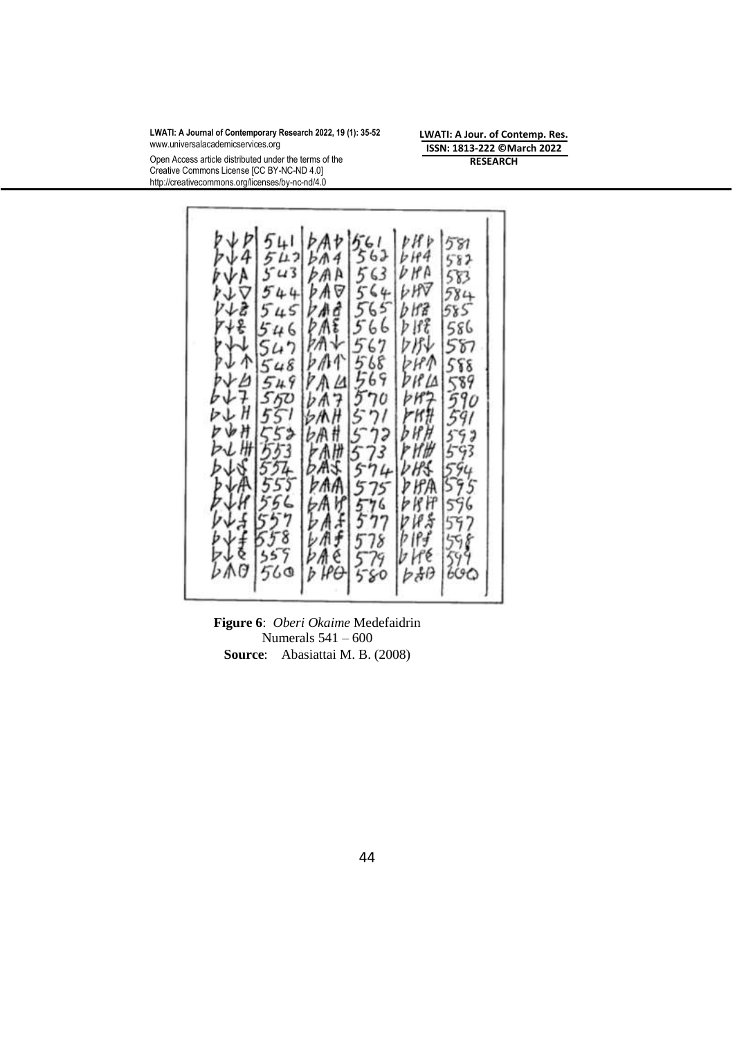**Figure 6**: *Oberi Okaime* Medefaidrin Numerals 541 – 600

**Source**: Abasiattai M. B. (2008)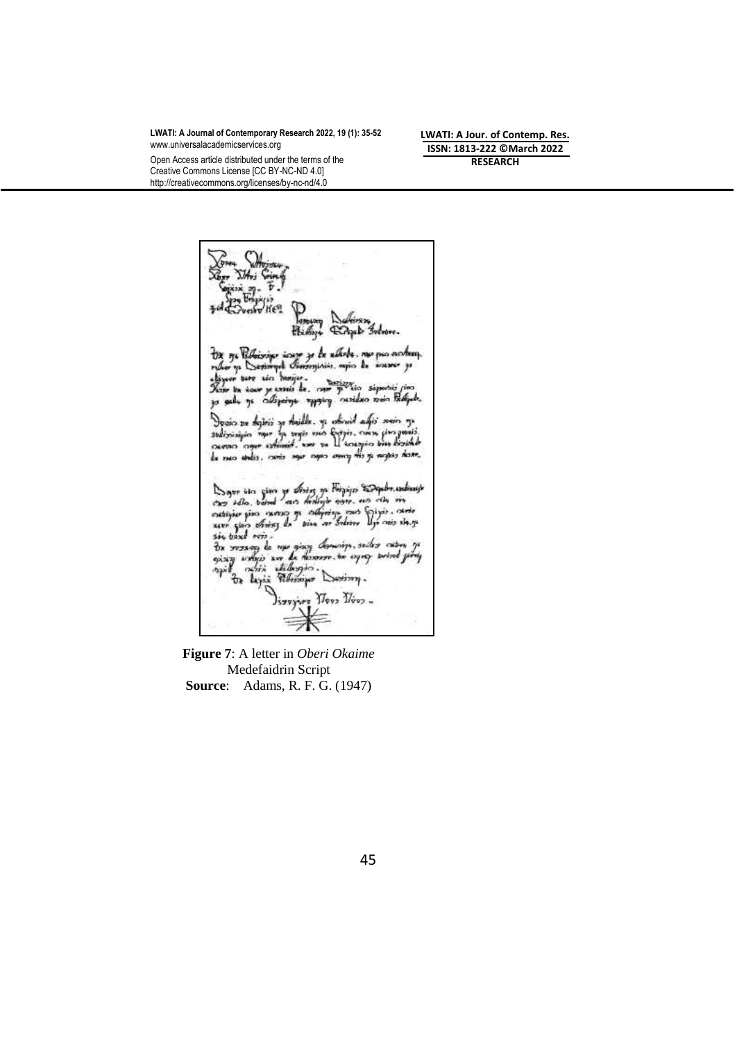**Figure 7**: A letter in *Oberi Okaime* Medefaidrin Script
**Source**: Adams, R. F. G. (1947)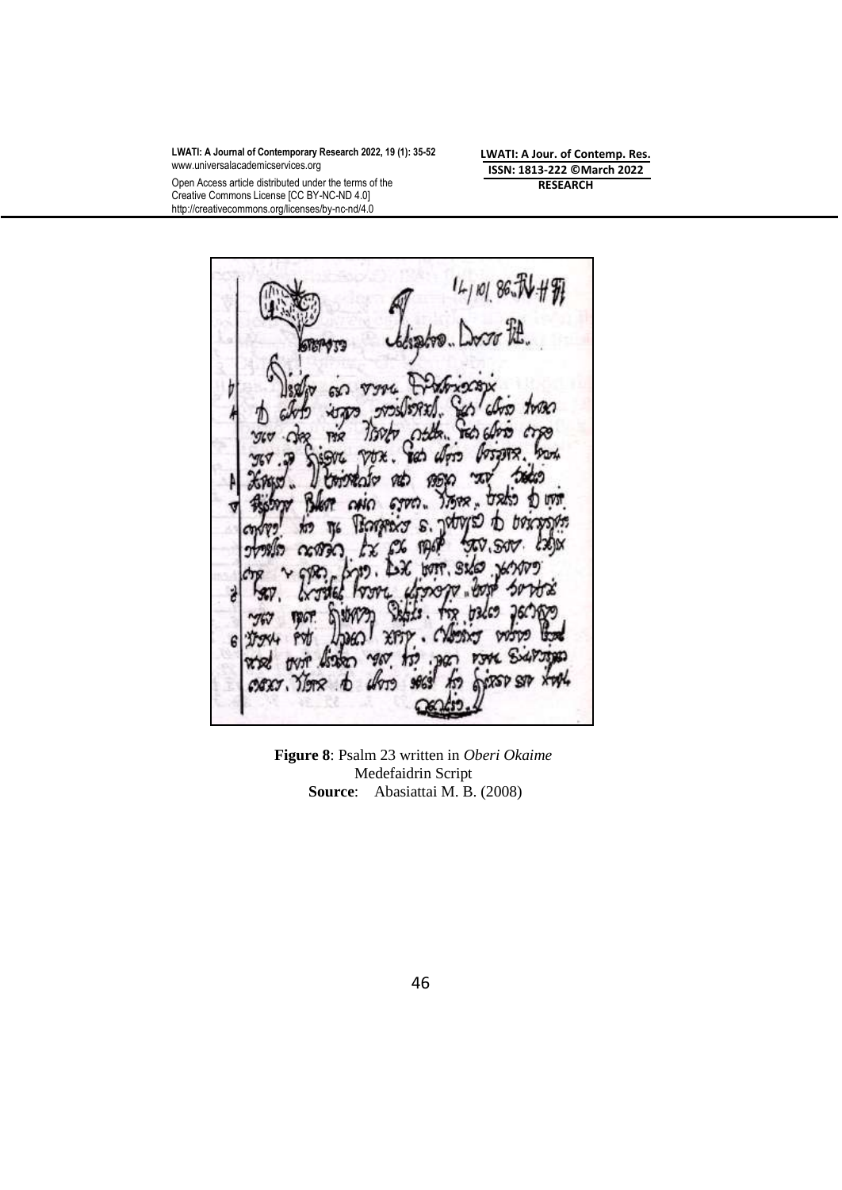**Figure 8**: Psalm 23 written in *Oberi Okaime* Medefaidrin Script
**Source**: Abasiattai M. B. (2008)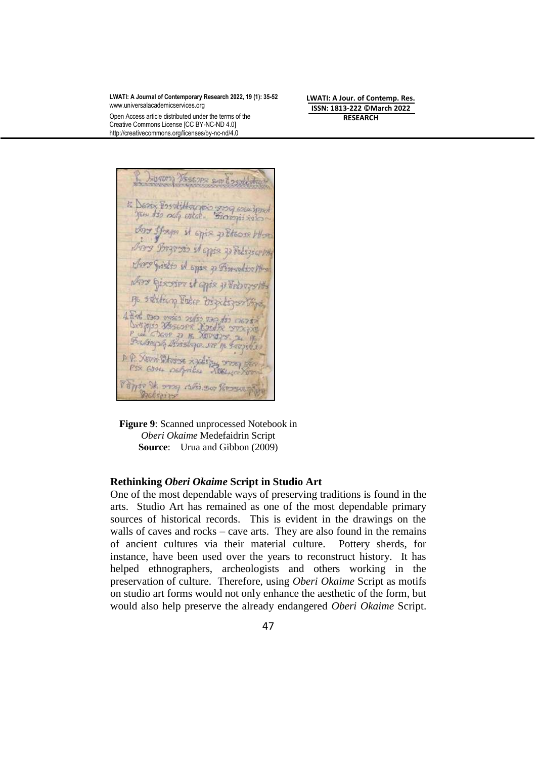**Figure 9**: Scanned unprocessed Notebook in *Oberi Okaime* Medefaidrin Script
**Source**: Urua and Gibbon (2009)

### Rethinking *Oberi Okaime* Script in Studio Art

One of the most dependable ways of preserving traditions is found in the arts. Studio Art has remained as one of the most dependable primary sources of historical records. This is evident in the drawings on the walls of caves and rocks – cave arts. They are also found in the remains of ancient cultures via their material culture. Pottery sherds, for instance, have been used over the years to reconstruct history. It has helped ethnographers, archeologists and others working in the preservation of culture. Therefore, using *Oberi Okaime* Script as motifs on studio art forms would not only enhance the aesthetic of the form, but would also help preserve the already endangered *Oberi Okaime* Script.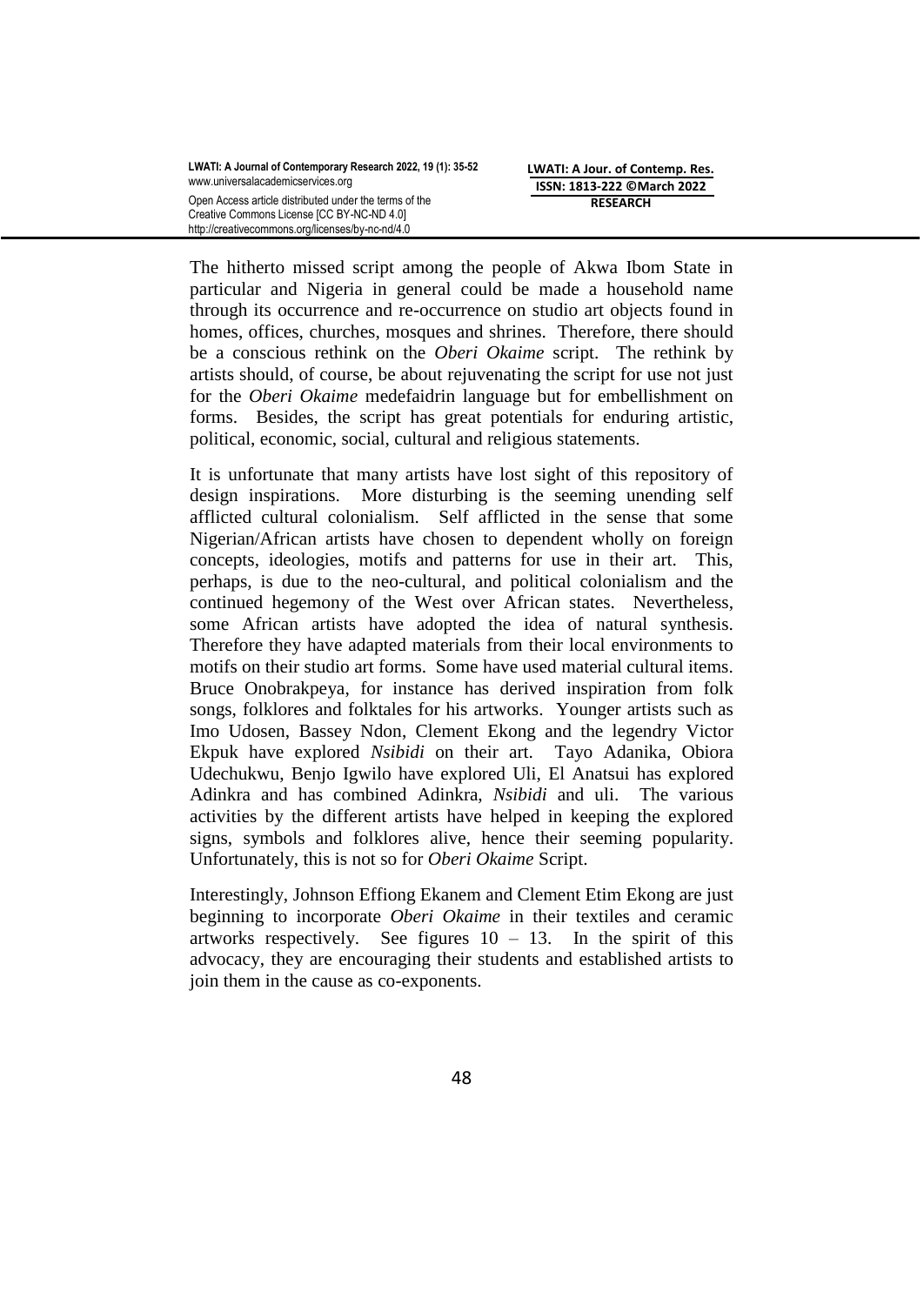The hitherto missed script among the people of Akwa Ibom State in particular and Nigeria in general could be made a household name through its occurrence and re-occurrence on studio art objects found in homes, offices, churches, mosques and shrines. Therefore, there should be a conscious rethink on the *Oberi Okaime* script. The rethink by artists should, of course, be about rejuvenating the script for use not just for the *Oberi Okaime* medefaidrin language but for embellishment on forms. Besides, the script has great potentials for enduring artistic, political, economic, social, cultural and religious statements.

It is unfortunate that many artists have lost sight of this repository of design inspirations. More disturbing is the seeming unending self afflicted cultural colonialism. Self afflicted in the sense that some Nigerian/African artists have chosen to dependent wholly on foreign concepts, ideologies, motifs and patterns for use in their art. This, perhaps, is due to the neo-cultural, and political colonialism and the continued hegemony of the West over African states. Nevertheless, some African artists have adopted the idea of natural synthesis. Therefore they have adapted materials from their local environments to motifs on their studio art forms. Some have used material cultural items. Bruce Onobrakpeya, for instance has derived inspiration from folk songs, folklores and folktales for his artworks. Younger artists such as Imo Udosen, Bassey Ndon, Clement Ekong and the legendry Victor Ekpuk have explored *Nsibidi* on their art. Tayo Adanika, Obiora Udechukwu, Benjo Igwilo have explored Uli, El Anatsui has explored Adinkra and has combined Adinkra, *Nsibidi* and uli. The various activities by the different artists have helped in keeping the explored signs, symbols and folklores alive, hence their seeming popularity. Unfortunately, this is not so for *Oberi Okaime* Script.

Interestingly, Johnson Effiong Ekanem and Clement Etim Ekong are just beginning to incorporate *Oberi Okaime* in their textiles and ceramic artworks respectively. See figures 10 – 13. In the spirit of this advocacy, they are encouraging their students and established artists to join them in the cause as co-exponents.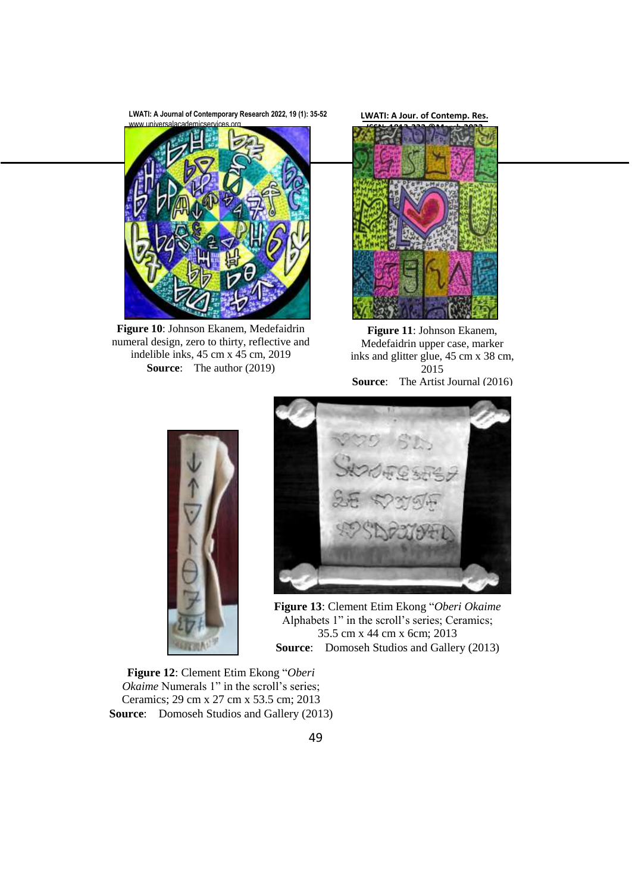**Figure 10**: Johnson Ekanem, Medefaidrin numeral design, zero to thirty, reflective and indelible inks, 45 cm x 45 cm, 2019
**Source**: The author (2019)

**Figure 11**: Johnson Ekanem, Medefaidrin upper case, marker inks and glitter glue, 45 cm x 38 cm, 2015
**Source**: The Artist Journal (2016)

**Figure 13**: Clement Etim Ekong "*Oberi Okaime* Alphabets 1" in the scroll's series; Ceramics; 35.5 cm x 44 cm x 6cm; 2013
**Source**: Domoseh Studios and Gallery (2013)

**Figure 12**: Clement Etim Ekong "*Oberi Okaime* Numerals 1" in the scroll's series; Ceramics; 29 cm x 27 cm x 53.5 cm; 2013
**Source**: Domoseh Studios and Gallery (2013)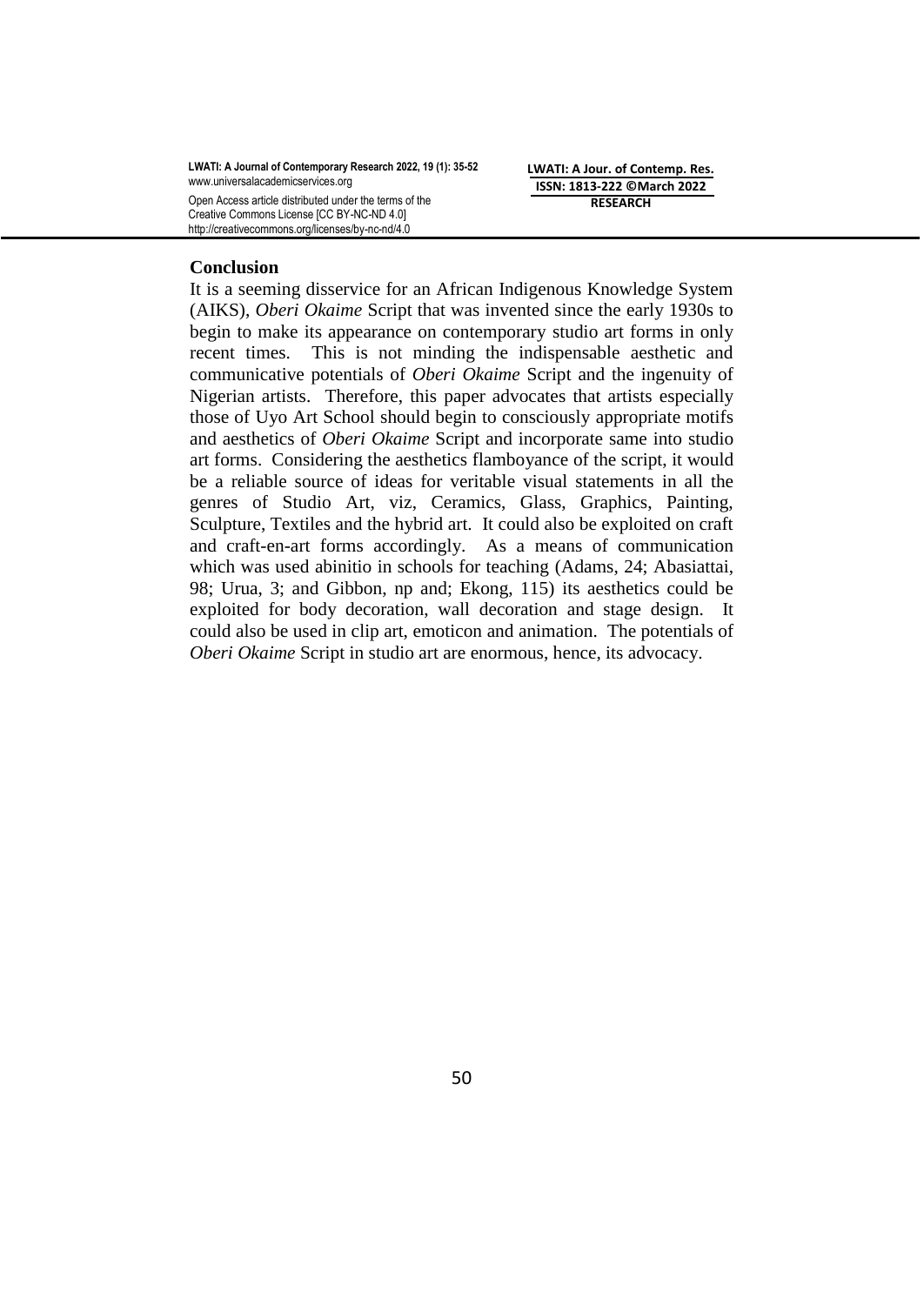## Conclusion

It is a seeming disservice for an African Indigenous Knowledge System (AIKS), *Oberi Okaime* Script that was invented since the early 1930s to begin to make its appearance on contemporary studio art forms in only recent times. This is not minding the indispensable aesthetic and communicative potentials of *Oberi Okaime* Script and the ingenuity of Nigerian artists. Therefore, this paper advocates that artists especially those of Uyo Art School should begin to consciously appropriate motifs and aesthetics of *Oberi Okaime* Script and incorporate same into studio art forms. Considering the aesthetics flamboyance of the script, it would be a reliable source of ideas for veritable visual statements in all the genres of Studio Art, viz, Ceramics, Glass, Graphics, Painting, Sculpture, Textiles and the hybrid art. It could also be exploited on craft and craft-en-art forms accordingly. As a means of communication which was used abinitio in schools for teaching (Adams, 24; Abasiattai, 98; Urua, 3; and Gibbon, np and; Ekong, 115) its aesthetics could be exploited for body decoration, wall decoration and stage design. It could also be used in clip art, emoticon and animation. The potentials of *Oberi Okaime* Script in studio art are enormous, hence, its advocacy.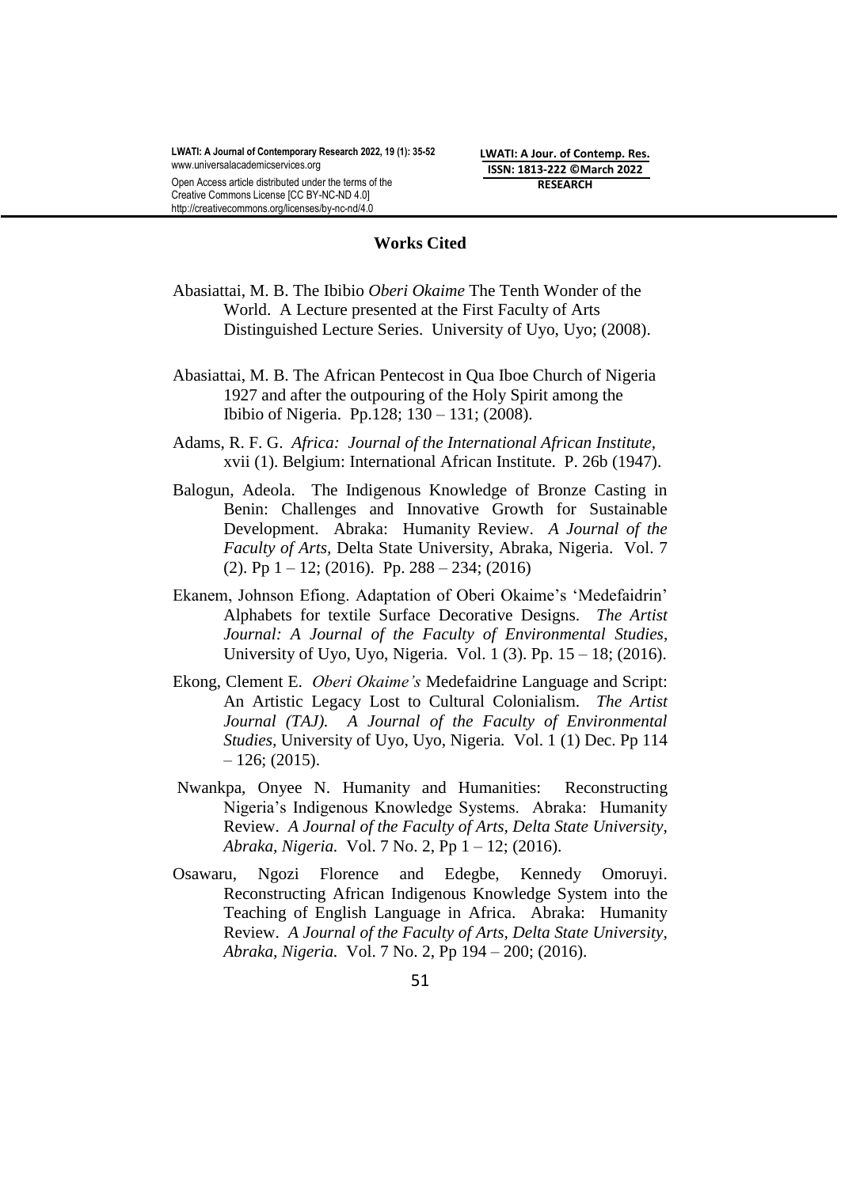## Works Cited

Abasiattai, M. B. The Ibibio *Oberi Okaime* The Tenth Wonder of the World. A Lecture presented at the First Faculty of Arts Distinguished Lecture Series. University of Uyo, Uyo; (2008).

Abasiattai, M. B. The African Pentecost in Qua Iboe Church of Nigeria 1927 and after the outpouring of the Holy Spirit among the Ibibio of Nigeria. Pp.128; 130 – 131; (2008).

Adams, R. F. G. *Africa: Journal of the International African Institute,* xvii (1). Belgium: International African Institute. P. 26b (1947).

Balogun, Adeola. The Indigenous Knowledge of Bronze Casting in Benin: Challenges and Innovative Growth for Sustainable Development. Abraka: Humanity Review. *A Journal of the Faculty of Arts,* Delta State University, Abraka, Nigeria. Vol. 7 (2). Pp 1 – 12; (2016). Pp. 288 – 234; (2016)

Ekanem, Johnson Efiong. Adaptation of Oberi Okaime's 'Medefaidrin' Alphabets for textile Surface Decorative Designs. *The Artist Journal: A Journal of the Faculty of Environmental Studies*, University of Uyo, Uyo, Nigeria. Vol. 1 (3). Pp. 15 – 18; (2016).

Ekong, Clement E. *Oberi Okaime's* Medefaidrine Language and Script: An Artistic Legacy Lost to Cultural Colonialism. *The Artist Journal (TAJ). A Journal of the Faculty of Environmental Studies,* University of Uyo, Uyo, Nigeria. Vol. 1 (1) Dec. Pp 114 – 126; (2015).

Nwankpa, Onyee N. Humanity and Humanities: Reconstructing Nigeria's Indigenous Knowledge Systems. Abraka: Humanity Review. *A Journal of the Faculty of Arts, Delta State University, Abraka, Nigeria.* Vol. 7 No. 2, Pp 1 – 12; (2016).

Osawaru, Ngozi Florence and Edegbe, Kennedy Omoruyi. Reconstructing African Indigenous Knowledge System into the Teaching of English Language in Africa. Abraka: Humanity Review. *A Journal of the Faculty of Arts, Delta State University, Abraka, Nigeria.* Vol. 7 No. 2, Pp 194 – 200; (2016).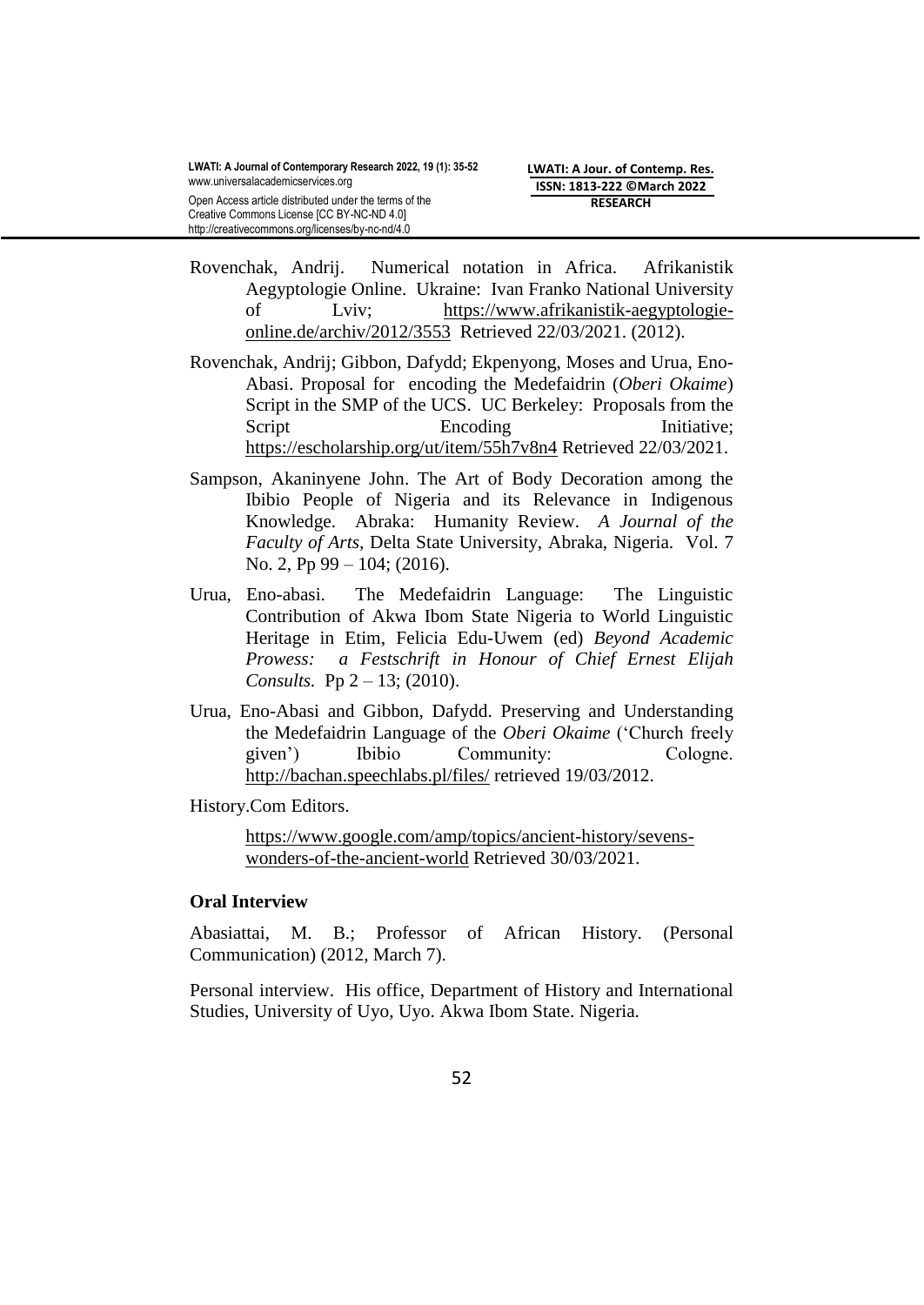Rovenchak, Andrij. Numerical notation in Africa. Afrikanistik Aegyptologie Online. Ukraine: Ivan Franko National University of Lviv; https://www.afrikanistik-aegyptologie-online.de/archiv/2012/3553 Retrieved 22/03/2021. (2012).

Rovenchak, Andrij; Gibbon, Dafydd; Ekpenyong, Moses and Urua, Eno-Abasi. Proposal for encoding the Medefaidrin (*Oberi Okaime*) Script in the SMP of the UCS. UC Berkeley: Proposals from the Script Encoding Initiative; https://escholarship.org/ut/item/55h7v8n4 Retrieved 22/03/2021.

Sampson, Akaninyene John. The Art of Body Decoration among the Ibibio People of Nigeria and its Relevance in Indigenous Knowledge. Abraka: Humanity Review. *A Journal of the Faculty of Arts,* Delta State University, Abraka, Nigeria. Vol. 7 No. 2, Pp 99 – 104; (2016).

Urua, Eno-abasi. The Medefaidrin Language: The Linguistic Contribution of Akwa Ibom State Nigeria to World Linguistic Heritage in Etim, Felicia Edu-Uwem (ed) *Beyond Academic Prowess: a Festschrift in Honour of Chief Ernest Elijah Consults.* Pp 2 – 13; (2010).

Urua, Eno-Abasi and Gibbon, Dafydd. Preserving and Understanding the Medefaidrin Language of the *Oberi Okaime* ('Church freely given') Ibibio Community: Cologne. http://bachan.speechlabs.pl/files/ retrieved 19/03/2012.

History.Com Editors.

https://www.google.com/amp/topics/ancient-history/sevens-wonders-of-the-ancient-world Retrieved 30/03/2021.

**Oral Interview**

Abasiattai, M. B.; Professor of African History. (Personal Communication) (2012, March 7).

Personal interview. His office, Department of History and International Studies, University of Uyo, Uyo. Akwa Ibom State. Nigeria.